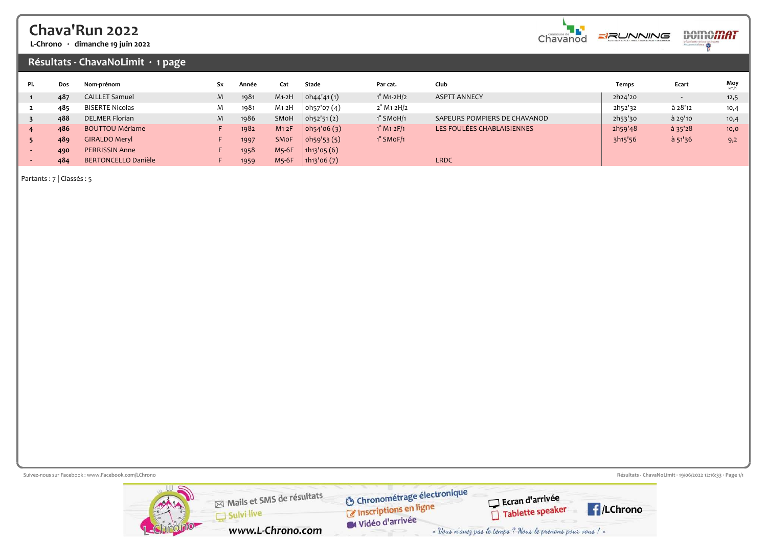# Chava'Run 2022

L-Chrono · dimanche 19 juin 2022

## Résultats - ChavaNoLimit · 1 page

| Pl. | Dos | Nom-prénom | Sx | Année | Cat | Stade | Par cat. | Club | Temps | Ecart | Moy km/h |
|---|---|---|---|---|---|---|---|---|---|---|---|
| 1 | 487 | CAILLET Samuel | M | 1981 | M1-2H | 0h44'41 (1) | 1° M1-2H/2 | ASPTT ANNECY | 2h24'20 | - | 12,5 |
| 2 | 485 | BISERTE Nicolas | M | 1981 | M1-2H | 0h57'07 (4) | 2° M1-2H/2 | | 2h52'32 | à 28'12 | 10,4 |
| 3 | 488 | DELMER Florian | M | 1986 | SM0H | 0h52'51 (2) | 1° SM0H/1 | SAPEURS POMPIERS DE CHAVANOD | 2h53'30 | à 29'10 | 10,4 |
| 4 | 486 | BOUTTOU Mériame | F | 1982 | M1-2F | 0h54'06 (3) | 1° M1-2F/1 | LES FOULÉES CHABLAISIENNES | 2h59'48 | à 35'28 | 10,0 |
| 5 | 489 | GIRALDO Meryl | F | 1997 | SM0F | 0h59'53 (5) | 1° SM0F/1 | | 3h15'56 | à 51'36 | 9,2 |
| - | 490 | PERRISSIN Anne | F | 1958 | M5-6F | 1h13'05 (6) | | | | | |
| - | 484 | BERTONCELLO Danièle | F | 1959 | M5-6F | 1h13'06 (7) | | LRDC | | | |

Partants : 7 | Classés : 5

Suivez-nous sur Facebook : www.Facebook.com/LChrono

Résultats - ChavaNoLimit · 19/06/2022 12:16:33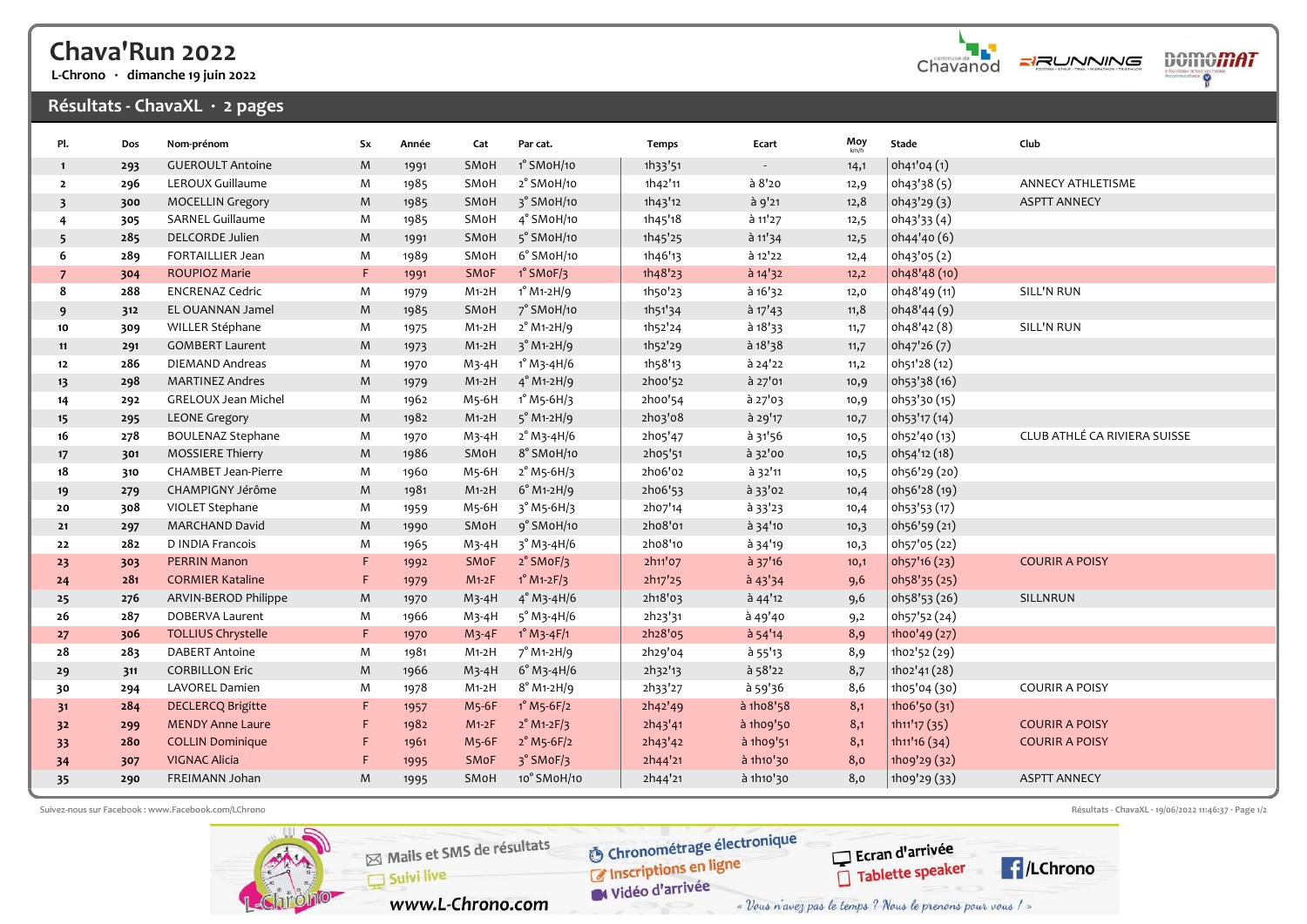# Chava'Run 2022

L-Chrono · dimanche 19 juin 2022

## Résultats - ChavaXL · 2 pages

| Pl. | Dos | Nom-prénom | Sx | Année | Cat | Par cat. | Temps | Ecart | Moy km/h | Stade | Club |
|---|---|---|---|---|---|---|---|---|---|---|---|
| 1 | 293 | GUEROULT Antoine | M | 1991 | SMoH | 1° SMoH/10 | 1h33'51 | - | 14,1 | 0h41'04 (1) | |
| 2 | 296 | LEROUX Guillaume | M | 1985 | SMoH | 2° SMoH/10 | 1h42'11 | à 8'20 | 12,9 | 0h43'38 (5) | ANNECY ATHLETISME |
| 3 | 300 | MOCELLIN Gregory | M | 1985 | SMoH | 3° SMoH/10 | 1h43'12 | à 9'21 | 12,8 | 0h43'29 (3) | ASPTT ANNECY |
| 4 | 305 | SARNEL Guillaume | M | 1985 | SMoH | 4° SMoH/10 | 1h45'18 | à 11'27 | 12,5 | 0h43'33 (4) | |
| 5 | 285 | DELCORDE Julien | M | 1991 | SMoH | 5° SMoH/10 | 1h45'25 | à 11'34 | 12,5 | 0h44'40 (6) | |
| 6 | 289 | FORTAILLIER Jean | M | 1989 | SMoH | 6° SMoH/10 | 1h46'13 | à 12'22 | 12,4 | 0h43'05 (2) | |
| 7 | 304 | ROUPIOZ Marie | F | 1991 | SMoF | 1° SMoF/3 | 1h48'23 | à 14'32 | 12,2 | 0h48'48 (10) | |
| 8 | 288 | ENCRENAZ Cedric | M | 1979 | M1-2H | 1° M1-2H/9 | 1h50'23 | à 16'32 | 12,0 | 0h48'49 (11) | SILL'N RUN |
| 9 | 312 | EL OUANNAN Jamel | M | 1985 | SMoH | 7° SMoH/10 | 1h51'34 | à 17'43 | 11,8 | 0h48'44 (9) | |
| 10 | 309 | WILLER Stéphane | M | 1975 | M1-2H | 2° M1-2H/9 | 1h52'24 | à 18'33 | 11,7 | 0h48'42 (8) | SILL'N RUN |
| 11 | 291 | GOMBERT Laurent | M | 1973 | M1-2H | 3° M1-2H/9 | 1h52'29 | à 18'38 | 11,7 | 0h47'26 (7) | |
| 12 | 286 | DIEMAND Andreas | M | 1970 | M3-4H | 1° M3-4H/6 | 1h58'13 | à 24'22 | 11,2 | 0h51'28 (12) | |
| 13 | 298 | MARTINEZ Andres | M | 1979 | M1-2H | 4° M1-2H/9 | 2h00'52 | à 27'01 | 10,9 | 0h53'38 (16) | |
| 14 | 292 | GRELOUX Jean Michel | M | 1962 | M5-6H | 1° M5-6H/3 | 2h00'54 | à 27'03 | 10,9 | 0h53'30 (15) | |
| 15 | 295 | LEONE Gregory | M | 1982 | M1-2H | 5° M1-2H/9 | 2h03'08 | à 29'17 | 10,7 | 0h53'17 (14) | |
| 16 | 278 | BOULENAZ Stephane | M | 1970 | M3-4H | 2° M3-4H/6 | 2h05'47 | à 31'56 | 10,5 | 0h52'40 (13) | CLUB ATHLÉ CA RIVIERA SUISSE |
| 17 | 301 | MOSSIERE Thierry | M | 1986 | SMoH | 8° SMoH/10 | 2h05'51 | à 32'00 | 10,5 | 0h54'12 (18) | |
| 18 | 310 | CHAMBET Jean-Pierre | M | 1960 | M5-6H | 2° M5-6H/3 | 2h06'02 | à 32'11 | 10,5 | 0h56'29 (20) | |
| 19 | 279 | CHAMPIGNY Jérôme | M | 1981 | M1-2H | 6° M1-2H/9 | 2h06'53 | à 33'02 | 10,4 | 0h56'28 (19) | |
| 20 | 308 | VIOLET Stephane | M | 1959 | M5-6H | 3° M5-6H/3 | 2h07'14 | à 33'23 | 10,4 | 0h53'53 (17) | |
| 21 | 297 | MARCHAND David | M | 1990 | SMoH | 9° SMoH/10 | 2h08'01 | à 34'10 | 10,3 | 0h56'59 (21) | |
| 22 | 282 | D INDIA Francois | M | 1965 | M3-4H | 3° M3-4H/6 | 2h08'10 | à 34'19 | 10,3 | 0h57'05 (22) | |
| 23 | 303 | PERRIN Manon | F | 1992 | SMoF | 2° SMoF/3 | 2h11'07 | à 37'16 | 10,1 | 0h57'16 (23) | COURIR A POISY |
| 24 | 281 | CORMIER Kataline | F | 1979 | M1-2F | 1° M1-2F/3 | 2h17'25 | à 43'34 | 9,6 | 0h58'35 (25) | |
| 25 | 276 | ARVIN-BEROD Philippe | M | 1970 | M3-4H | 4° M3-4H/6 | 2h18'03 | à 44'12 | 9,6 | 0h58'53 (26) | SILLNRUN |
| 26 | 287 | DOBERVA Laurent | M | 1966 | M3-4H | 5° M3-4H/6 | 2h23'31 | à 49'40 | 9,2 | 0h57'52 (24) | |
| 27 | 306 | TOLLIUS Chrystelle | F | 1970 | M3-4F | 1° M3-4F/1 | 2h28'05 | à 54'14 | 8,9 | 1h00'49 (27) | |
| 28 | 283 | DABERT Antoine | M | 1981 | M1-2H | 7° M1-2H/9 | 2h29'04 | à 55'13 | 8,9 | 1h02'52 (29) | |
| 29 | 311 | CORBILLON Eric | M | 1966 | M3-4H | 6° M3-4H/6 | 2h32'13 | à 58'22 | 8,7 | 1h02'41 (28) | |
| 30 | 294 | LAVOREL Damien | M | 1978 | M1-2H | 8° M1-2H/9 | 2h33'27 | à 59'36 | 8,6 | 1h05'04 (30) | COURIR A POISY |
| 31 | 284 | DECLERCQ Brigitte | F | 1957 | M5-6F | 1° M5-6F/2 | 2h42'49 | à 1h08'58 | 8,1 | 1h06'50 (31) | |
| 32 | 299 | MENDY Anne Laure | F | 1982 | M1-2F | 2° M1-2F/3 | 2h43'41 | à 1h09'50 | 8,1 | 1h11'17 (35) | COURIR A POISY |
| 33 | 280 | COLLIN Dominique | F | 1961 | M5-6F | 2° M5-6F/2 | 2h43'42 | à 1h09'51 | 8,1 | 1h11'16 (34) | COURIR A POISY |
| 34 | 307 | VIGNAC Alicia | F | 1995 | SMoF | 3° SMoF/3 | 2h44'21 | à 1h10'30 | 8,0 | 1h09'29 (32) | |
| 35 | 290 | FREIMANN Johan | M | 1995 | SMoH | 10° SMoH/10 | 2h44'21 | à 1h10'30 | 8,0 | 1h09'29 (33) | ASPTT ANNECY |

Suivez-nous sur Facebook : www.Facebook.com/LChrono

Résultats - ChavaXL · 19/06/2022 11:46:37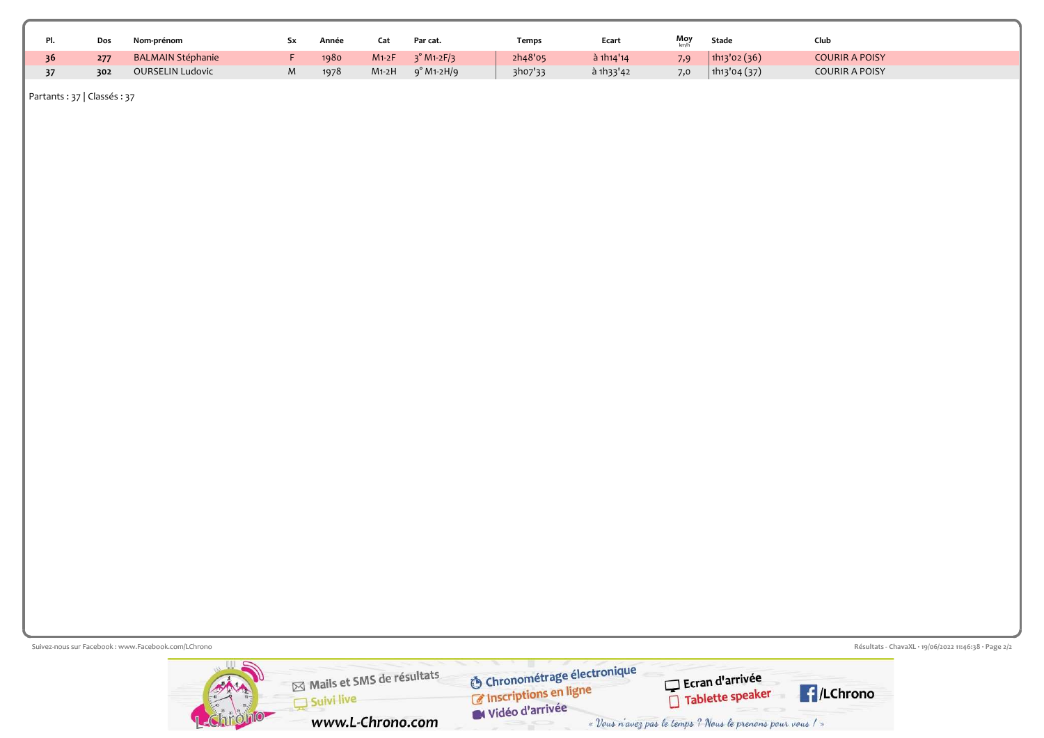| Pl. | Dos | Nom-prénom | Sx | Année | Cat | Par cat. | Temps | Ecart | Moy km/h | Stade | Club |
|---|---|---|---|---|---|---|---|---|---|---|---|
| 36 | 277 | BALMAIN Stéphanie | F | 1980 | M1-2F | 3° M1-2F/3 | 2h48'05 | à 1h14'14 | 7,9 | 1h13'02 (36) | COURIR A POISY |
| 37 | 302 | OURSELIN Ludovic | M | 1978 | M1-2H | 9° M1-2H/9 | 3h07'33 | à 1h33'42 | 7,0 | 1h13'04 (37) | COURIR A POISY |

Partants : 37 | Classés : 37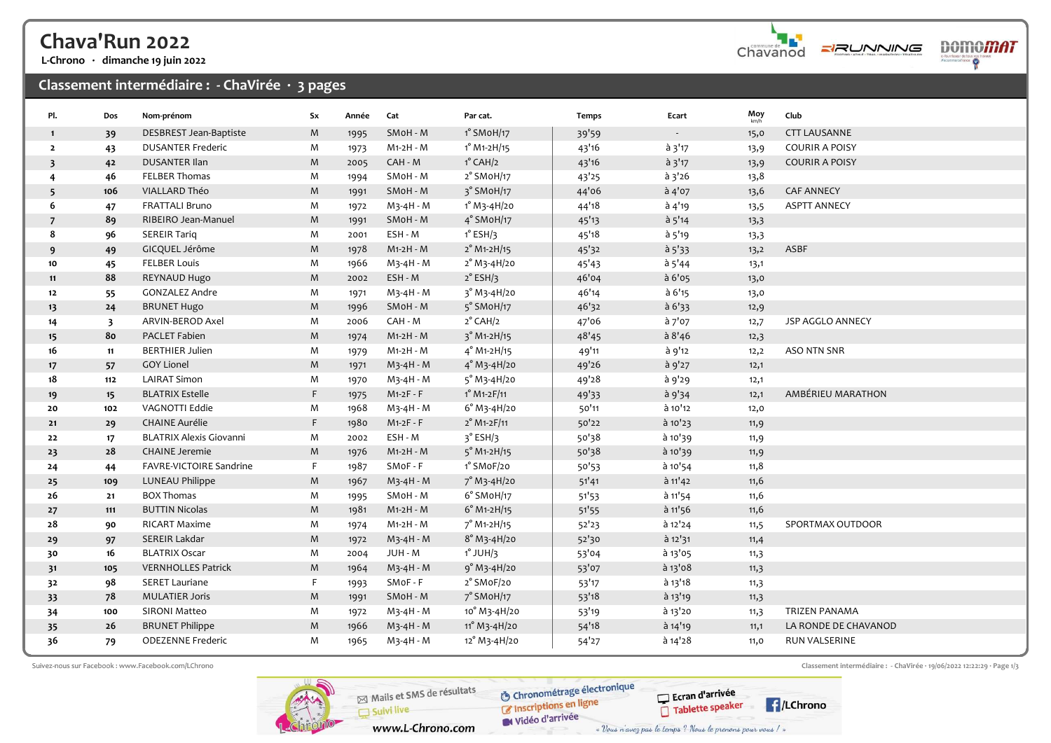# Chava'Run 2022

L-Chrono · dimanche 19 juin 2022

## Classement intermédiaire : - ChaVirée · 3 pages

| Pl. | Dos | Nom-prénom | Sx | Année | Cat | Par cat. | Temps | Ecart | Moy km/h | Club |
|---|---|---|---|---|---|---|---|---|---|---|
| 1 | 39 | DESBREST Jean-Baptiste | M | 1995 | SMoH - M | 1° SMoH/17 | 39'59 | - | 15,0 | CTT LAUSANNE |
| 2 | 43 | DUSANTER Frederic | M | 1973 | M1-2H - M | 1° M1-2H/15 | 43'16 | à 3'17 | 13,9 | COURIR A POISY |
| 3 | 42 | DUSANTER Ilan | M | 2005 | CAH - M | 1° CAH/2 | 43'16 | à 3'17 | 13,9 | COURIR A POISY |
| 4 | 46 | FELBER Thomas | M | 1994 | SMoH - M | 2° SMoH/17 | 43'25 | à 3'26 | 13,8 | |
| 5 | 106 | VIALLARD Théo | M | 1991 | SMoH - M | 3° SMoH/17 | 44'06 | à 4'07 | 13,6 | CAF ANNECY |
| 6 | 47 | FRATTALI Bruno | M | 1972 | M3-4H - M | 1° M3-4H/20 | 44'18 | à 4'19 | 13,5 | ASPTT ANNECY |
| 7 | 89 | RIBEIRO Jean-Manuel | M | 1991 | SMoH - M | 4° SMoH/17 | 45'13 | à 5'14 | 13,3 | |
| 8 | 96 | SEREIR Tariq | M | 2001 | ESH - M | 1° ESH/3 | 45'18 | à 5'19 | 13,3 | |
| 9 | 49 | GICQUEL Jérôme | M | 1978 | M1-2H - M | 2° M1-2H/15 | 45'32 | à 5'33 | 13,2 | ASBF |
| 10 | 45 | FELBER Louis | M | 1966 | M3-4H - M | 2° M3-4H/20 | 45'43 | à 5'44 | 13,1 | |
| 11 | 88 | REYNAUD Hugo | M | 2002 | ESH - M | 2° ESH/3 | 46'04 | à 6'05 | 13,0 | |
| 12 | 55 | GONZALEZ Andre | M | 1971 | M3-4H - M | 3° M3-4H/20 | 46'14 | à 6'15 | 13,0 | |
| 13 | 24 | BRUNET Hugo | M | 1996 | SMoH - M | 5° SMoH/17 | 46'32 | à 6'33 | 12,9 | |
| 14 | 3 | ARVIN-BEROD Axel | M | 2006 | CAH - M | 2° CAH/2 | 47'06 | à 7'07 | 12,7 | JSP AGGLO ANNECY |
| 15 | 80 | PACLET Fabien | M | 1974 | M1-2H - M | 3° M1-2H/15 | 48'45 | à 8'46 | 12,3 | |
| 16 | 11 | BERTHIER Julien | M | 1979 | M1-2H - M | 4° M1-2H/15 | 49'11 | à 9'12 | 12,2 | ASO NTN SNR |
| 17 | 57 | GOY Lionel | M | 1971 | M3-4H - M | 4° M3-4H/20 | 49'26 | à 9'27 | 12,1 | |
| 18 | 112 | LAIRAT Simon | M | 1970 | M3-4H - M | 5° M3-4H/20 | 49'28 | à 9'29 | 12,1 | |
| 19 | 15 | BLATRIX Estelle | F | 1975 | M1-2F - F | 1° M1-2F/11 | 49'33 | à 9'34 | 12,1 | AMBÉRIEU MARATHON |
| 20 | 102 | VAGNOTTI Eddie | M | 1968 | M3-4H - M | 6° M3-4H/20 | 50'11 | à 10'12 | 12,0 | |
| 21 | 29 | CHAINE Aurélie | F | 1980 | M1-2F - F | 2° M1-2F/11 | 50'22 | à 10'23 | 11,9 | |
| 22 | 17 | BLATRIX Alexis Giovanni | M | 2002 | ESH - M | 3° ESH/3 | 50'38 | à 10'39 | 11,9 | |
| 23 | 28 | CHAINE Jeremie | M | 1976 | M1-2H - M | 5° M1-2H/15 | 50'38 | à 10'39 | 11,9 | |
| 24 | 44 | FAVRE-VICTOIRE Sandrine | F | 1987 | SMoF - F | 1° SMoF/20 | 50'53 | à 10'54 | 11,8 | |
| 25 | 109 | LUNEAU Philippe | M | 1967 | M3-4H - M | 7° M3-4H/20 | 51'41 | à 11'42 | 11,6 | |
| 26 | 21 | BOX Thomas | M | 1995 | SMoH - M | 6° SMoH/17 | 51'53 | à 11'54 | 11,6 | |
| 27 | 111 | BUTTIN Nicolas | M | 1981 | M1-2H - M | 6° M1-2H/15 | 51'55 | à 11'56 | 11,6 | |
| 28 | 90 | RICART Maxime | M | 1974 | M1-2H - M | 7° M1-2H/15 | 52'23 | à 12'24 | 11,5 | SPORTMAX OUTDOOR |
| 29 | 97 | SEREIR Lakdar | M | 1972 | M3-4H - M | 8° M3-4H/20 | 52'30 | à 12'31 | 11,4 | |
| 30 | 16 | BLATRIX Oscar | M | 2004 | JUH - M | 1° JUH/3 | 53'04 | à 13'05 | 11,3 | |
| 31 | 105 | VERNHOLLES Patrick | M | 1964 | M3-4H - M | 9° M3-4H/20 | 53'07 | à 13'08 | 11,3 | |
| 32 | 98 | SERET Lauriane | F | 1993 | SMoF - F | 2° SMoF/20 | 53'17 | à 13'18 | 11,3 | |
| 33 | 78 | MULATIER Joris | M | 1991 | SMoH - M | 7° SMoH/17 | 53'18 | à 13'19 | 11,3 | |
| 34 | 100 | SIRONI Matteo | M | 1972 | M3-4H - M | 10° M3-4H/20 | 53'19 | à 13'20 | 11,3 | TRIZEN PANAMA |
| 35 | 26 | BRUNET Philippe | M | 1966 | M3-4H - M | 11° M3-4H/20 | 54'18 | à 14'19 | 11,1 | LA RONDE DE CHAVANOD |
| 36 | 79 | ODEZENNE Frederic | M | 1965 | M3-4H - M | 12° M3-4H/20 | 54'27 | à 14'28 | 11,0 | RUN VALSERINE |

Suivez-nous sur Facebook : www.Facebook.com/LChrono

Classement intermédiaire : - ChaVirée · 19/06/2022 12:22:29 · Page 1/3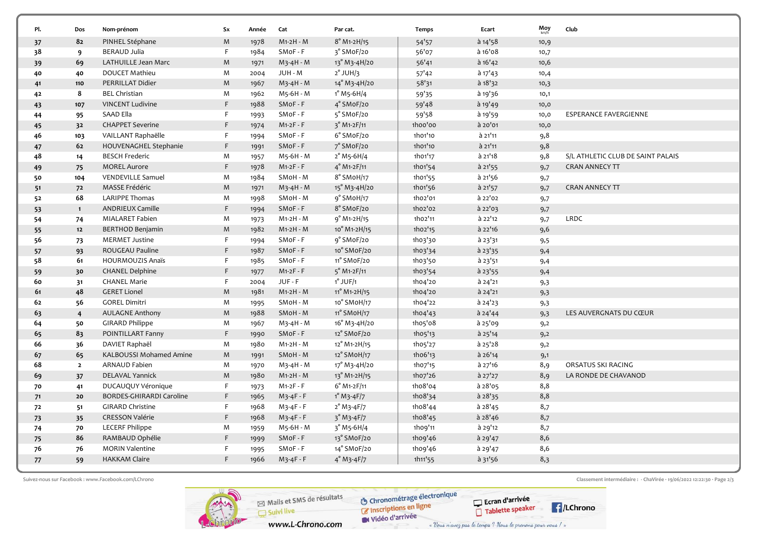| Pl. | Dos | Nom-prénom | Sx | Année | Cat | Par cat. | Temps | Ecart | Moy km/h | Club |
|---|---|---|---|---|---|---|---|---|---|---|
| 37 | 82 | PINHEL Stéphane | M | 1978 | M1-2H - M | 8° M1-2H/15 | 54'57 | à 14'58 | 10,9 | |
| 38 | 9 | BERAUD Julia | F | 1984 | SMoF - F | 3° SMoF/20 | 56'07 | à 16'08 | 10,7 | |
| 39 | 69 | LATHUILLE Jean Marc | M | 1971 | M3-4H - M | 13° M3-4H/20 | 56'41 | à 16'42 | 10,6 | |
| 40 | 40 | DOUCET Mathieu | M | 2004 | JUH - M | 2° JUH/3 | 57'42 | à 17'43 | 10,4 | |
| 41 | 110 | PERRILLAT Didier | M | 1967 | M3-4H - M | 14° M3-4H/20 | 58'31 | à 18'32 | 10,3 | |
| 42 | 8 | BEL Christian | M | 1962 | M5-6H - M | 1° M5-6H/4 | 59'35 | à 19'36 | 10,1 | |
| 43 | 107 | VINCENT Ludivine | F | 1988 | SMoF - F | 4° SMoF/20 | 59'48 | à 19'49 | 10,0 | |
| 44 | 95 | SAAD Ella | F | 1993 | SMoF - F | 5° SMoF/20 | 59'58 | à 19'59 | 10,0 | ESPERANCE FAVERGIENNE |
| 45 | 32 | CHAPPET Severine | F | 1974 | M1-2F - F | 3° M1-2F/11 | 1h00'00 | à 20'01 | 10,0 | |
| 46 | 103 | VAILLANT Raphaëlle | F | 1994 | SMoF - F | 6° SMoF/20 | 1h01'10 | à 21'11 | 9,8 | |
| 47 | 62 | HOUVENAGHEL Stephanie | F | 1991 | SMoF - F | 7° SMoF/20 | 1h01'10 | à 21'11 | 9,8 | |
| 48 | 14 | BESCH Frederic | M | 1957 | M5-6H - M | 2° M5-6H/4 | 1h01'17 | à 21'18 | 9,8 | S/L ATHLETIC CLUB DE SAINT PALAIS |
| 49 | 75 | MOREL Aurore | F | 1978 | M1-2F - F | 4° M1-2F/11 | 1h01'54 | à 21'55 | 9,7 | CRAN ANNECY TT |
| 50 | 104 | VENDEVILLE Samuel | M | 1984 | SMoH - M | 8° SMoH/17 | 1h01'55 | à 21'56 | 9,7 | |
| 51 | 72 | MASSE Frédéric | M | 1971 | M3-4H - M | 15° M3-4H/20 | 1h01'56 | à 21'57 | 9,7 | CRAN ANNECY TT |
| 52 | 68 | LARIPPE Thomas | M | 1998 | SMoH - M | 9° SMoH/17 | 1h02'01 | à 22'02 | 9,7 | |
| 53 | 1 | ANDRIEUX Camille | F | 1994 | SMoF - F | 8° SMoF/20 | 1h02'02 | à 22'03 | 9,7 | |
| 54 | 74 | MIALARET Fabien | M | 1973 | M1-2H - M | 9° M1-2H/15 | 1h02'11 | à 22'12 | 9,7 | LRDC |
| 55 | 12 | BERTHOD Benjamin | M | 1982 | M1-2H - M | 10° M1-2H/15 | 1h02'15 | à 22'16 | 9,6 | |
| 56 | 73 | MERMET Justine | F | 1994 | SMoF - F | 9° SMoF/20 | 1h03'30 | à 23'31 | 9,5 | |
| 57 | 93 | ROUGEAU Pauline | F | 1987 | SMoF - F | 10° SMoF/20 | 1h03'34 | à 23'35 | 9,4 | |
| 58 | 61 | HOURMOUZIS Anaïs | F | 1985 | SMoF - F | 11° SMoF/20 | 1h03'50 | à 23'51 | 9,4 | |
| 59 | 30 | CHANEL Delphine | F | 1977 | M1-2F - F | 5° M1-2F/11 | 1h03'54 | à 23'55 | 9,4 | |
| 60 | 31 | CHANEL Marie | F | 2004 | JUF - F | 1° JUF/1 | 1h04'20 | à 24'21 | 9,3 | |
| 61 | 48 | GERET Lionel | M | 1981 | M1-2H - M | 11° M1-2H/15 | 1h04'20 | à 24'21 | 9,3 | |
| 62 | 56 | GOREL Dimitri | M | 1995 | SMoH - M | 10° SMoH/17 | 1h04'22 | à 24'23 | 9,3 | |
| 63 | 4 | AULAGNE Anthony | M | 1988 | SMoH - M | 11° SMoH/17 | 1h04'43 | à 24'44 | 9,3 | LES AUVERGNATS DU CŒUR |
| 64 | 50 | GIRARD Philippe | M | 1967 | M3-4H - M | 16° M3-4H/20 | 1h05'08 | à 25'09 | 9,2 | |
| 65 | 83 | POINTILLART Fanny | F | 1990 | SMoF - F | 12° SMoF/20 | 1h05'13 | à 25'14 | 9,2 | |
| 66 | 36 | DAVIET Raphaël | M | 1980 | M1-2H - M | 12° M1-2H/15 | 1h05'27 | à 25'28 | 9,2 | |
| 67 | 65 | KALBOUSSI Mohamed Amine | M | 1991 | SMoH - M | 12° SMoH/17 | 1h06'13 | à 26'14 | 9,1 | |
| 68 | 2 | ARNAUD Fabien | M | 1970 | M3-4H - M | 17° M3-4H/20 | 1h07'15 | à 27'16 | 8,9 | ORSATUS SKI RACING |
| 69 | 37 | DELAVAL Yannick | M | 1980 | M1-2H - M | 13° M1-2H/15 | 1h07'26 | à 27'27 | 8,9 | LA RONDE DE CHAVANOD |
| 70 | 41 | DUCAUQUY Véronique | F | 1973 | M1-2F - F | 6° M1-2F/11 | 1h08'04 | à 28'05 | 8,8 | |
| 71 | 20 | BORDES-GHIRARDI Caroline | F | 1965 | M3-4F - F | 1° M3-4F/7 | 1h08'34 | à 28'35 | 8,8 | |
| 72 | 51 | GIRARD Christine | F | 1968 | M3-4F - F | 2° M3-4F/7 | 1h08'44 | à 28'45 | 8,7 | |
| 73 | 35 | CRESSON Valérie | F | 1968 | M3-4F - F | 3° M3-4F/7 | 1h08'45 | à 28'46 | 8,7 | |
| 74 | 70 | LECERF Philippe | M | 1959 | M5-6H - M | 3° M5-6H/4 | 1h09'11 | à 29'12 | 8,7 | |
| 75 | 86 | RAMBAUD Ophélie | F | 1999 | SMoF - F | 13° SMoF/20 | 1h09'46 | à 29'47 | 8,6 | |
| 76 | 76 | MORIN Valentine | F | 1995 | SMoF - F | 14° SMoF/20 | 1h09'46 | à 29'47 | 8,6 | |
| 77 | 59 | HAKKAM Claire | F | 1966 | M3-4F - F | 4° M3-4F/7 | 1h11'55 | à 31'56 | 8,3 | |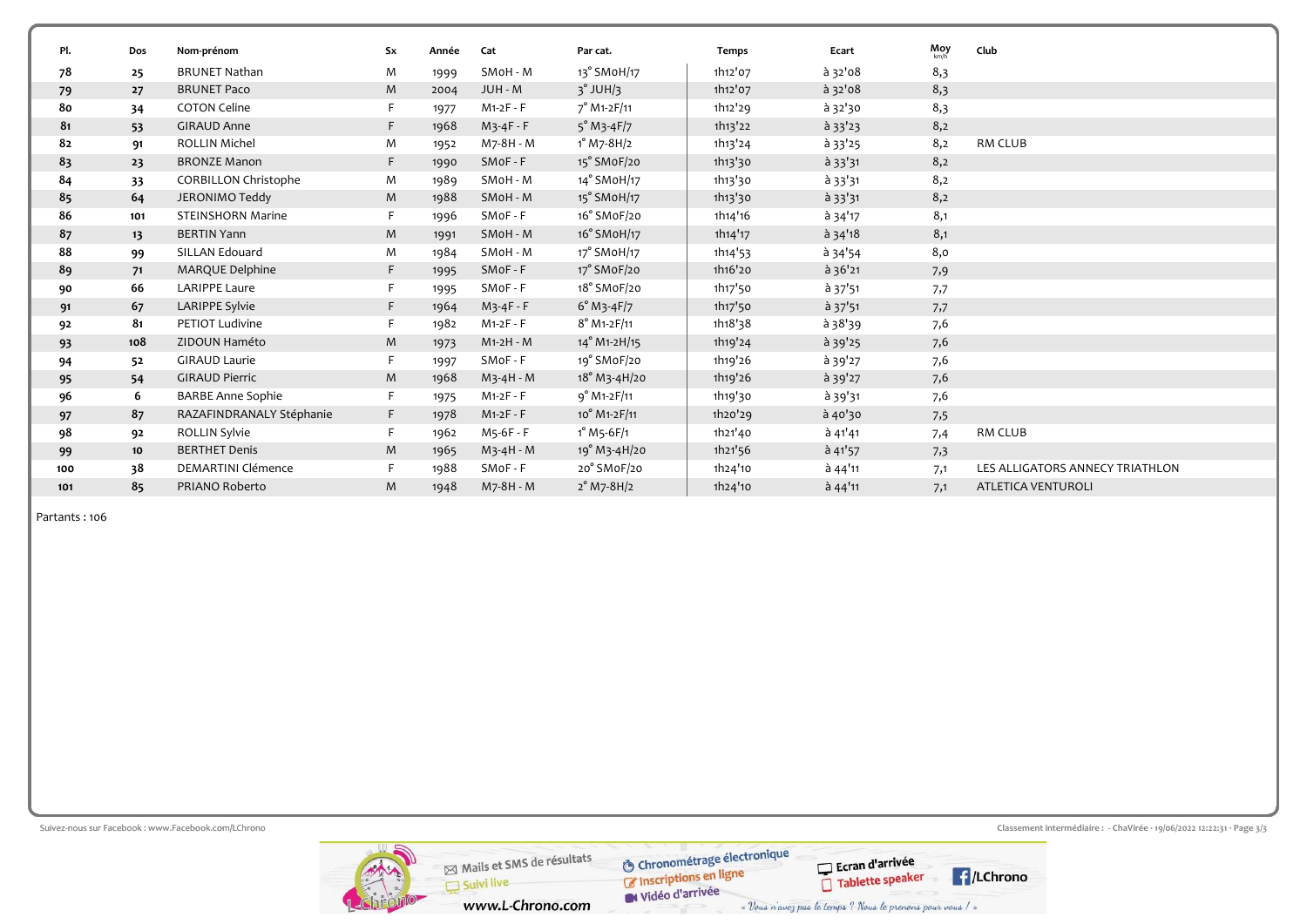| Pl. | Dos | Nom-prénom | Sx | Année | Cat | Par cat. | Temps | Ecart | Moy km/h | Club |
|---|---|---|---|---|---|---|---|---|---|---|
| 78 | 25 | BRUNET Nathan | M | 1999 | SMoH - M | 13° SMoH/17 | 1h12'07 | à 32'08 | 8,3 | |
| 79 | 27 | BRUNET Paco | M | 2004 | JUH - M | 3° JUH/3 | 1h12'07 | à 32'08 | 8,3 | |
| 80 | 34 | COTON Celine | F | 1977 | M1-2F - F | 7° M1-2F/11 | 1h12'29 | à 32'30 | 8,3 | |
| 81 | 53 | GIRAUD Anne | F | 1968 | M3-4F - F | 5° M3-4F/7 | 1h13'22 | à 33'23 | 8,2 | |
| 82 | 91 | ROLLIN Michel | M | 1952 | M7-8H - M | 1° M7-8H/2 | 1h13'24 | à 33'25 | 8,2 | RM CLUB |
| 83 | 23 | BRONZE Manon | F | 1990 | SMoF - F | 15° SMoF/20 | 1h13'30 | à 33'31 | 8,2 | |
| 84 | 33 | CORBILLON Christophe | M | 1989 | SMoH - M | 14° SMoH/17 | 1h13'30 | à 33'31 | 8,2 | |
| 85 | 64 | JERONIMO Teddy | M | 1988 | SMoH - M | 15° SMoH/17 | 1h13'30 | à 33'31 | 8,2 | |
| 86 | 101 | STEINSHORN Marine | F | 1996 | SMoF - F | 16° SMoF/20 | 1h14'16 | à 34'17 | 8,1 | |
| 87 | 13 | BERTIN Yann | M | 1991 | SMoH - M | 16° SMoH/17 | 1h14'17 | à 34'18 | 8,1 | |
| 88 | 99 | SILLAN Edouard | M | 1984 | SMoH - M | 17° SMoH/17 | 1h14'53 | à 34'54 | 8,0 | |
| 89 | 71 | MARQUE Delphine | F | 1995 | SMoF - F | 17° SMoF/20 | 1h16'20 | à 36'21 | 7,9 | |
| 90 | 66 | LARIPPE Laure | F | 1995 | SMoF - F | 18° SMoF/20 | 1h17'50 | à 37'51 | 7,7 | |
| 91 | 67 | LARIPPE Sylvie | F | 1964 | M3-4F - F | 6° M3-4F/7 | 1h17'50 | à 37'51 | 7,7 | |
| 92 | 81 | PETIOT Ludivine | F | 1982 | M1-2F - F | 8° M1-2F/11 | 1h18'38 | à 38'39 | 7,6 | |
| 93 | 108 | ZIDOUN Haméto | M | 1973 | M1-2H - M | 14° M1-2H/15 | 1h19'24 | à 39'25 | 7,6 | |
| 94 | 52 | GIRAUD Laurie | F | 1997 | SMoF - F | 19° SMoF/20 | 1h19'26 | à 39'27 | 7,6 | |
| 95 | 54 | GIRAUD Pierric | M | 1968 | M3-4H - M | 18° M3-4H/20 | 1h19'26 | à 39'27 | 7,6 | |
| 96 | 6 | BARBE Anne Sophie | F | 1975 | M1-2F - F | 9° M1-2F/11 | 1h19'30 | à 39'31 | 7,6 | |
| 97 | 87 | RAZAFINDRANALY Stéphanie | F | 1978 | M1-2F - F | 10° M1-2F/11 | 1h20'29 | à 40'30 | 7,5 | |
| 98 | 92 | ROLLIN Sylvie | F | 1962 | M5-6F - F | 1° M5-6F/1 | 1h21'40 | à 41'41 | 7,4 | RM CLUB |
| 99 | 10 | BERTHET Denis | M | 1965 | M3-4H - M | 19° M3-4H/20 | 1h21'56 | à 41'57 | 7,3 | |
| 100 | 38 | DEMARTINI Clémence | F | 1988 | SMoF - F | 20° SMoF/20 | 1h24'10 | à 44'11 | 7,1 | LES ALLIGATORS ANNECY TRIATHLON |
| 101 | 85 | PRIANO Roberto | M | 1948 | M7-8H - M | 2° M7-8H/2 | 1h24'10 | à 44'11 | 7,1 | ATLETICA VENTUROLI |

Partants : 106

Suivez-nous sur Facebook : www.Facebook.com/LChrono

Classement intermédiaire : - ChaVirée - 19/06/2022 12:22:31

Mails et SMS de résultats
Suivi live
www.L-Chrono.com
Chronométrage électronique
Inscriptions en ligne
Vidéo d'arrivée
Ecran d'arrivée
Tablette speaker
/LChrono
« Vous n'avez pas le temps ? Nous le prenons pour vous ! »